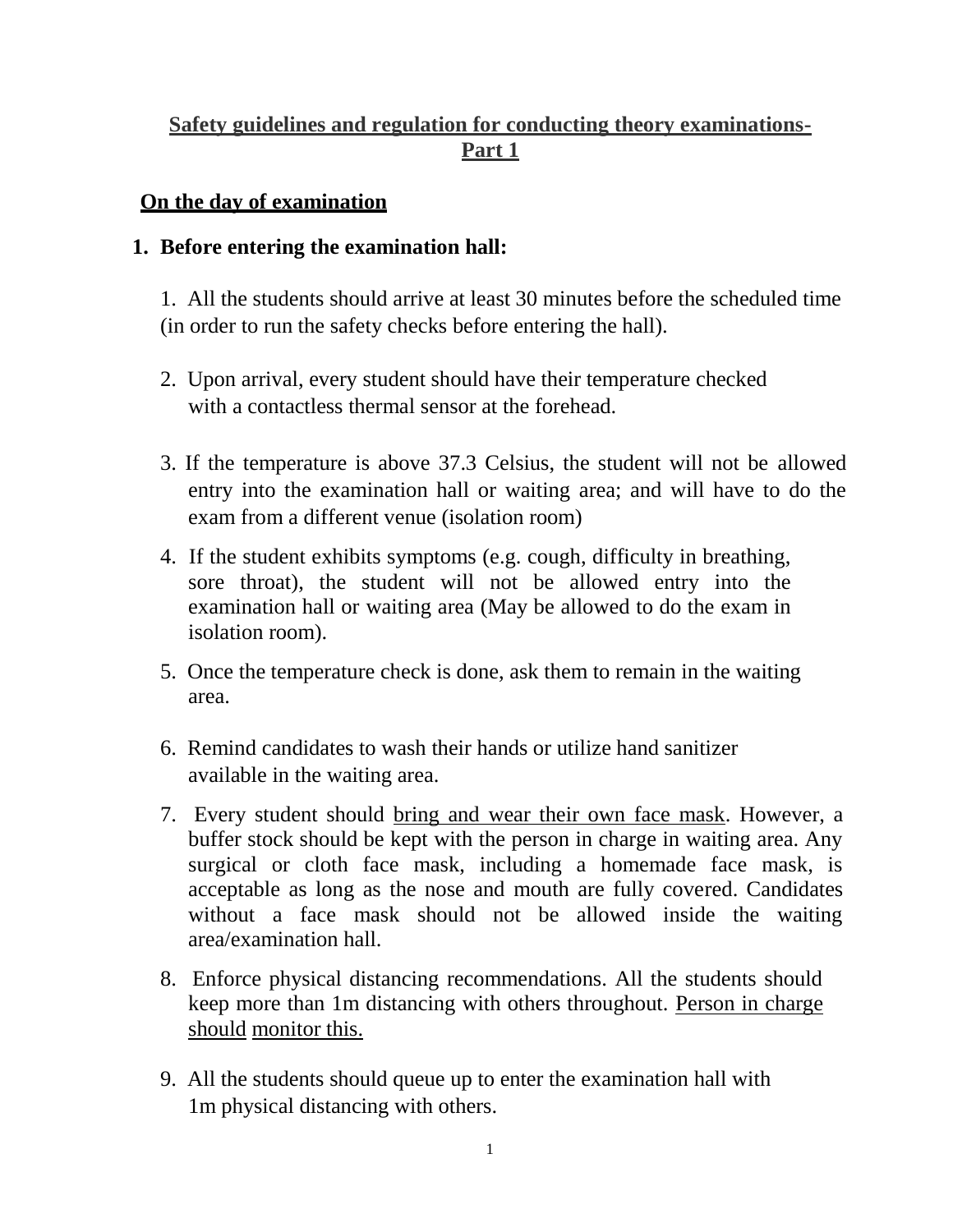## <u>Safety guidelines and regulation for conducting theory examinations-Part 1</u>

### <u>On the day of examination</u>

### 1. Before entering the examination hall:

1. All the students should arrive at least 30 minutes before the scheduled time (in order to run the safety checks before entering the hall).

2. Upon arrival, every student should have their temperature checked with a contactless thermal sensor at the forehead.

3. If the temperature is above 37.3 Celsius, the student will not be allowed entry into the examination hall or waiting area; and will have to do the exam from a different venue (isolation room)

4. If the student exhibits symptoms (e.g. cough, difficulty in breathing, sore throat), the student will not be allowed entry into the examination hall or waiting area (May be allowed to do the exam in isolation room).

5. Once the temperature check is done, ask them to remain in the waiting area.

6. Remind candidates to wash their hands or utilize hand sanitizer available in the waiting area.

7. Every student should <u>bring and wear their own face mask</u>. However, a buffer stock should be kept with the person in charge in waiting area. Any surgical or cloth face mask, including a homemade face mask, is acceptable as long as the nose and mouth are fully covered. Candidates without a face mask should not be allowed inside the waiting area/examination hall.

8. Enforce physical distancing recommendations. All the students should keep more than 1m distancing with others throughout. <u>Person in charge should monitor this.</u>

9. All the students should queue up to enter the examination hall with 1m physical distancing with others.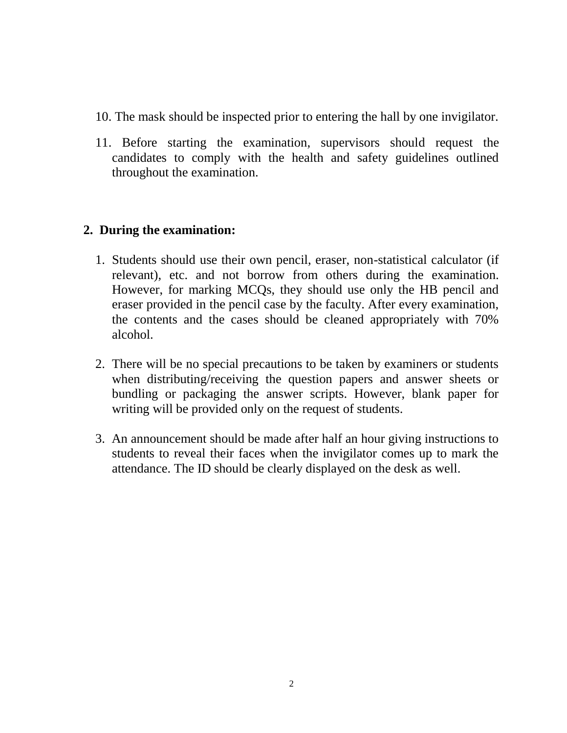10. The mask should be inspected prior to entering the hall by one invigilator.

11. Before starting the examination, supervisors should request the candidates to comply with the health and safety guidelines outlined throughout the examination.

## 2. During the examination:

1. Students should use their own pencil, eraser, non-statistical calculator (if relevant), etc. and not borrow from others during the examination. However, for marking MCQs, they should use only the HB pencil and eraser provided in the pencil case by the faculty. After every examination, the contents and the cases should be cleaned appropriately with 70% alcohol.

2. There will be no special precautions to be taken by examiners or students when distributing/receiving the question papers and answer sheets or bundling or packaging the answer scripts. However, blank paper for writing will be provided only on the request of students.

3. An announcement should be made after half an hour giving instructions to students to reveal their faces when the invigilator comes up to mark the attendance. The ID should be clearly displayed on the desk as well.